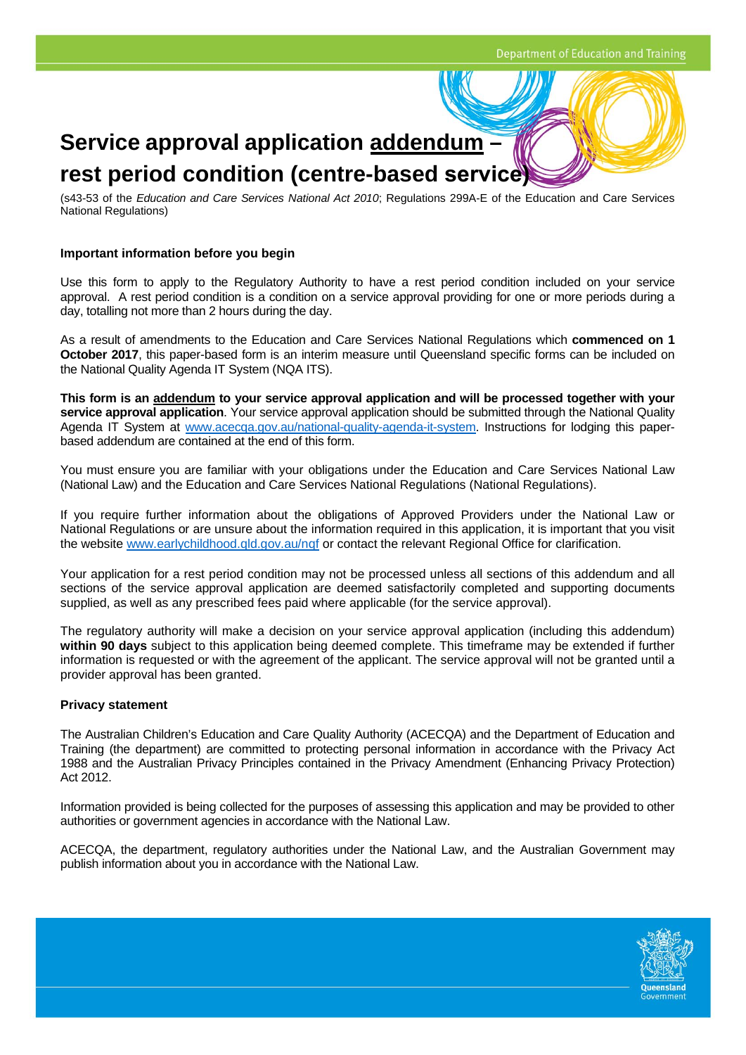# Service approval application <u>addendum</u> – rest period condition (centre-based service)

(s43-53 of the *Education and Care Services National Act 2010*; Regulations 299A-E of the Education and Care Services National Regulations)

### Important information before you begin

Use this form to apply to the Regulatory Authority to have a rest period condition included on your service approval. A rest period condition is a condition on a service approval providing for one or more periods during a day, totalling not more than 2 hours during the day.

As a result of amendments to the Education and Care Services National Regulations which **commenced on 1 October 2017**, this paper-based form is an interim measure until Queensland specific forms can be included on the National Quality Agenda IT System (NQA ITS).

**This form is an <u>addendum</u> to your service approval application and will be processed together with your service approval application**. Your service approval application should be submitted through the National Quality Agenda IT System at www.acecqa.gov.au/national-quality-agenda-it-system. Instructions for lodging this paper-based addendum are contained at the end of this form.

You must ensure you are familiar with your obligations under the Education and Care Services National Law (National Law) and the Education and Care Services National Regulations (National Regulations).

If you require further information about the obligations of Approved Providers under the National Law or National Regulations or are unsure about the information required in this application, it is important that you visit the website www.earlychildhood.qld.gov.au/nqf or contact the relevant Regional Office for clarification.

Your application for a rest period condition may not be processed unless all sections of this addendum and all sections of the service approval application are deemed satisfactorily completed and supporting documents supplied, as well as any prescribed fees paid where applicable (for the service approval).

The regulatory authority will make a decision on your service approval application (including this addendum) **within 90 days** subject to this application being deemed complete. This timeframe may be extended if further information is requested or with the agreement of the applicant. The service approval will not be granted until a provider approval has been granted.

### Privacy statement

The Australian Children's Education and Care Quality Authority (ACECQA) and the Department of Education and Training (the department) are committed to protecting personal information in accordance with the Privacy Act 1988 and the Australian Privacy Principles contained in the Privacy Amendment (Enhancing Privacy Protection) Act 2012.

Information provided is being collected for the purposes of assessing this application and may be provided to other authorities or government agencies in accordance with the National Law.

ACECQA, the department, regulatory authorities under the National Law, and the Australian Government may publish information about you in accordance with the National Law.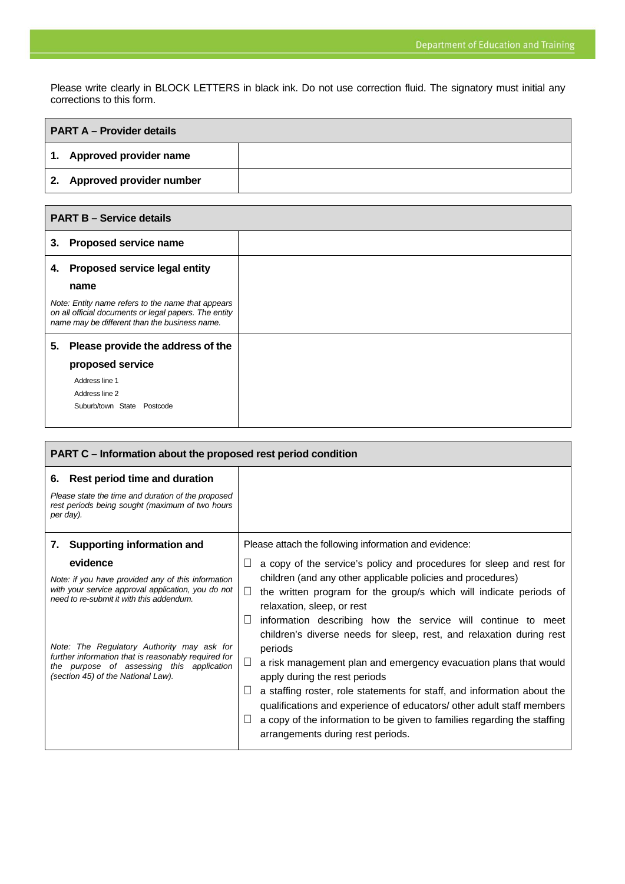Please write clearly in BLOCK LETTERS in black ink. Do not use correction fluid. The signatory must initial any corrections to this form.

| **PART A – Provider details** | |
|---|---|
| **1. Approved provider name** | |
| **2. Approved provider number** | |

| **PART B – Service details** | |
|---|---|
| **3. Proposed service name** | |
| **4. Proposed service legal entity name**<br>*Note: Entity name refers to the name that appears on all official documents or legal papers. The entity name may be different than the business name.* | |
| **5. Please provide the address of the proposed service**<br>Address line 1<br>Address line 2<br>Suburb/town State Postcode | |

| **PART C – Information about the proposed rest period condition** | |
|---|---|
| **6. Rest period time and duration**<br>*Please state the time and duration of the proposed rest periods being sought (maximum of two hours per day).* | |
| **7. Supporting information and evidence**<br>*Note: if you have provided any of this information with your service approval application, you do not need to re-submit it with this addendum.*<br><br>*Note: The Regulatory Authority may ask for further information that is reasonably required for the purpose of assessing this application (section 45) of the National Law).* | Please attach the following information and evidence:<br>☐ a copy of the service's policy and procedures for sleep and rest for children (and any other applicable policies and procedures)<br>☐ the written program for the group/s which will indicate periods of relaxation, sleep, or rest<br>☐ information describing how the service will continue to meet children's diverse needs for sleep, rest, and relaxation during rest periods<br>☐ a risk management plan and emergency evacuation plans that would apply during the rest periods<br>☐ a staffing roster, role statements for staff, and information about the qualifications and experience of educators/ other adult staff members<br>☐ a copy of the information to be given to families regarding the staffing arrangements during rest periods. |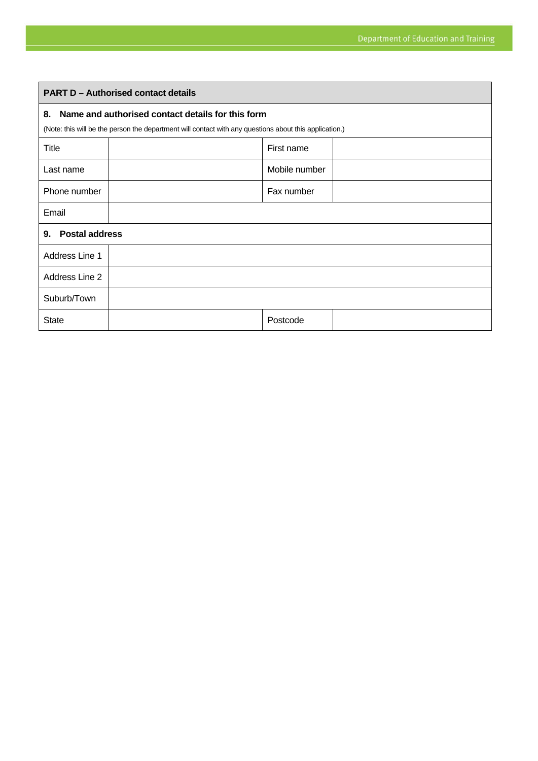| PART D – Authorised contact details | | | |
| --- | --- | --- | --- |
| **8. Name and authorised contact details for this form**<br>(Note: this will be the person the department will contact with any questions about this application.) | | | |
| Title | | First name | |
| Last name | | Mobile number | |
| Phone number | | Fax number | |
| Email | | | |
| **9. Postal address** | | | |
| Address Line 1 | | | |
| Address Line 2 | | | |
| Suburb/Town | | | |
| State | | Postcode | |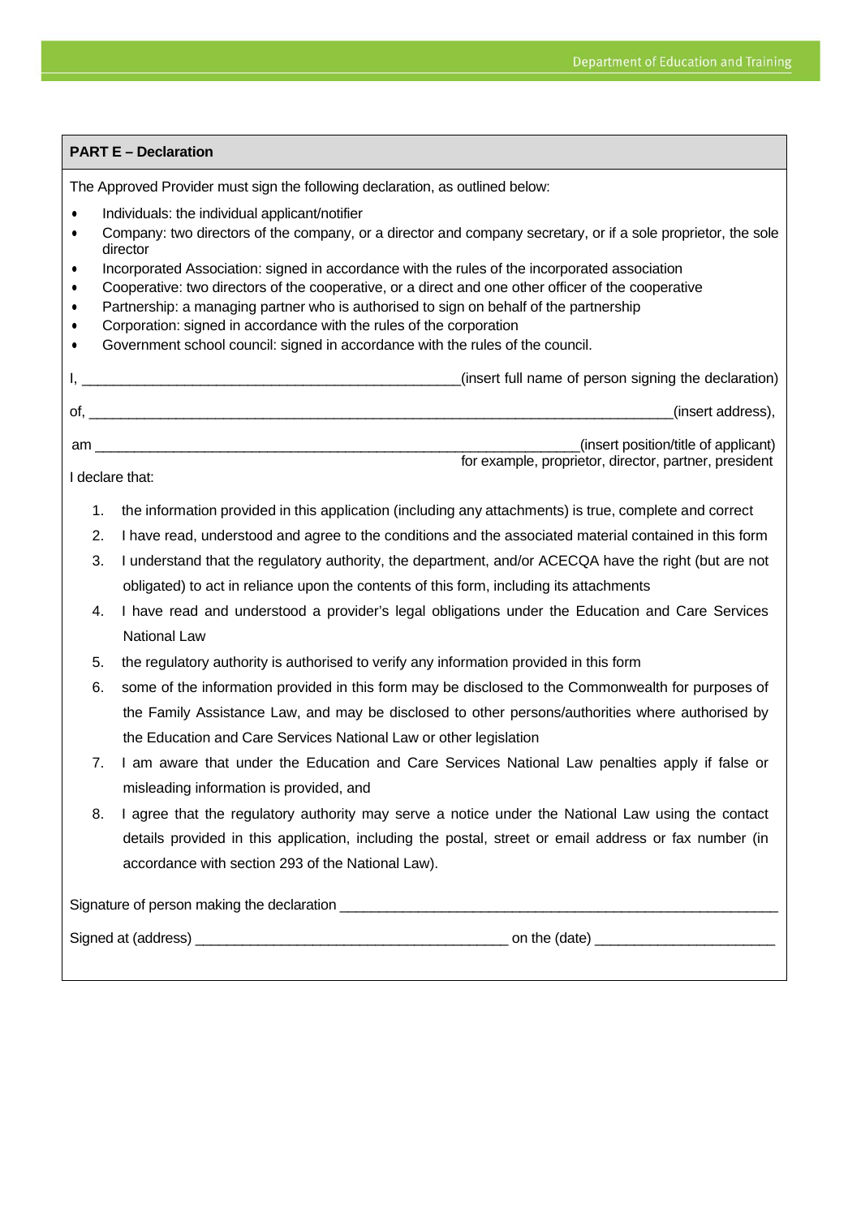## PART E – Declaration

The Approved Provider must sign the following declaration, as outlined below:

- Individuals: the individual applicant/notifier
- Company: two directors of the company, or a director and company secretary, or if a sole proprietor, the sole director
- Incorporated Association: signed in accordance with the rules of the incorporated association
- Cooperative: two directors of the cooperative, or a direct and one other officer of the cooperative
- Partnership: a managing partner who is authorised to sign on behalf of the partnership
- Corporation: signed in accordance with the rules of the corporation
- Government school council: signed in accordance with the rules of the council.

I, ________________________________________________(insert full name of person signing the declaration)

of, ___________________________________________________________________________(insert address),

am _______________________________________________________________(insert position/title of applicant)
for example, proprietor, director, partner, president

I declare that:

1. the information provided in this application (including any attachments) is true, complete and correct
2. I have read, understood and agree to the conditions and the associated material contained in this form
3. I understand that the regulatory authority, the department, and/or ACECQA have the right (but are not obligated) to act in reliance upon the contents of this form, including its attachments
4. I have read and understood a provider's legal obligations under the Education and Care Services National Law
5. the regulatory authority is authorised to verify any information provided in this form
6. some of the information provided in this form may be disclosed to the Commonwealth for purposes of the Family Assistance Law, and may be disclosed to other persons/authorities where authorised by the Education and Care Services National Law or other legislation
7. I am aware that under the Education and Care Services National Law penalties apply if false or misleading information is provided, and
8. I agree that the regulatory authority may serve a notice under the National Law using the contact details provided in this application, including the postal, street or email address or fax number (in accordance with section 293 of the National Law).

Signature of person making the declaration ________________________________________________________

Signed at (address) ________________________________________ on the (date) _______________________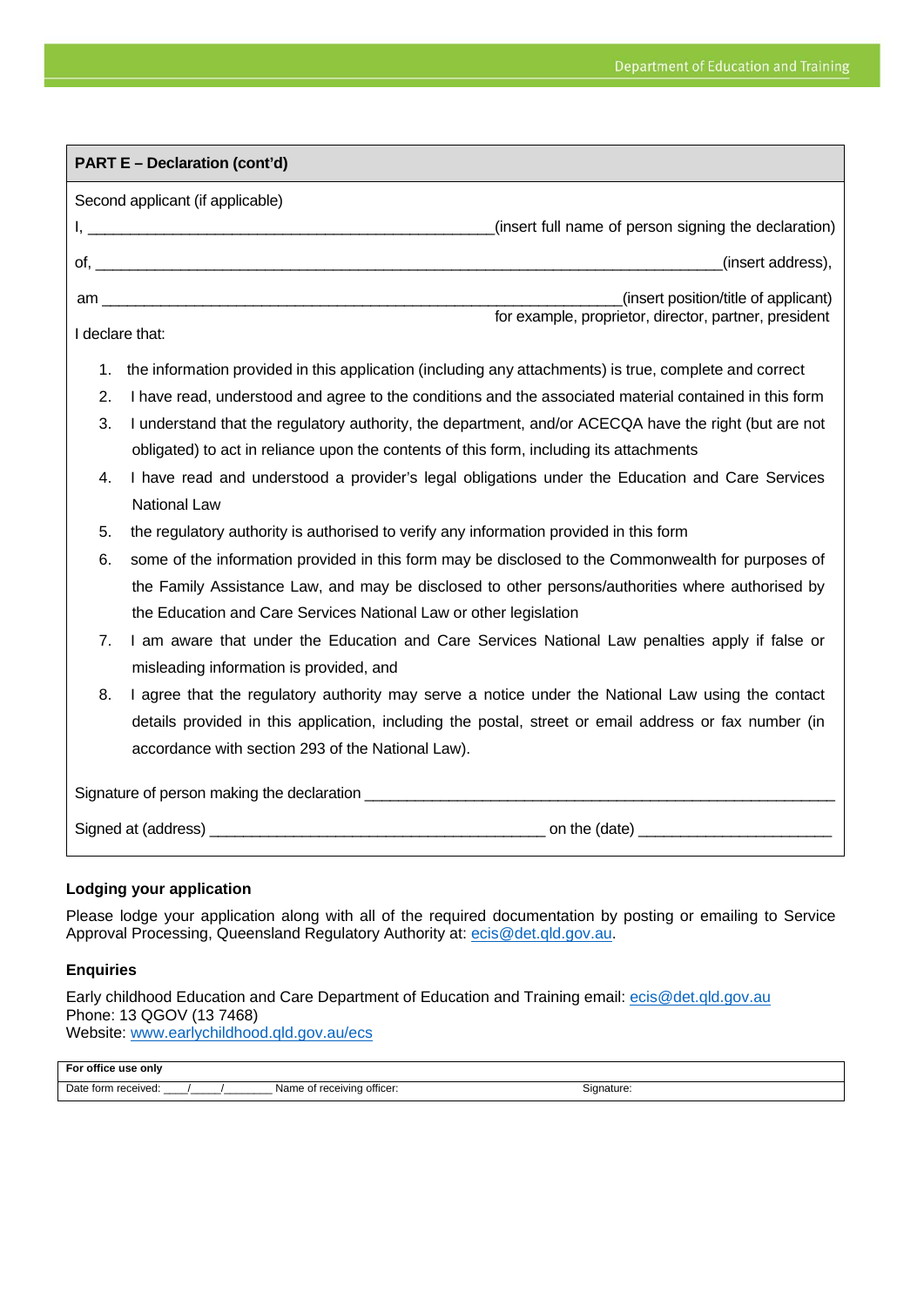**PART E – Declaration (cont'd)**

Second applicant (if applicable)

I, __________________________________________________(insert full name of person signing the declaration)

of, ___________________________________________________________________________(insert address),

am _______________________________________________________________(insert position/title of applicant) for example, proprietor, director, partner, president

I declare that:

1. the information provided in this application (including any attachments) is true, complete and correct
2. I have read, understood and agree to the conditions and the associated material contained in this form
3. I understand that the regulatory authority, the department, and/or ACECQA have the right (but are not obligated) to act in reliance upon the contents of this form, including its attachments
4. I have read and understood a provider's legal obligations under the Education and Care Services National Law
5. the regulatory authority is authorised to verify any information provided in this form
6. some of the information provided in this form may be disclosed to the Commonwealth for purposes of the Family Assistance Law, and may be disclosed to other persons/authorities where authorised by the Education and Care Services National Law or other legislation
7. I am aware that under the Education and Care Services National Law penalties apply if false or misleading information is provided, and
8. I agree that the regulatory authority may serve a notice under the National Law using the contact details provided in this application, including the postal, street or email address or fax number (in accordance with section 293 of the National Law).

Signature of person making the declaration ____________________________________________________________

Signed at (address) _________________________________________ on the (date) ________________________

**Lodging your application**

Please lodge your application along with all of the required documentation by posting or emailing to Service Approval Processing, Queensland Regulatory Authority at: ecis@det.qld.gov.au.

**Enquiries**

Early childhood Education and Care Department of Education and Training email: ecis@det.qld.gov.au
Phone: 13 QGOV (13 7468)
Website: www.earlychildhood.qld.gov.au/ecs

| **For office use only** | | |
|---|---|---|
| Date form received: ____/_____/________ | Name of receiving officer: | Signature: |